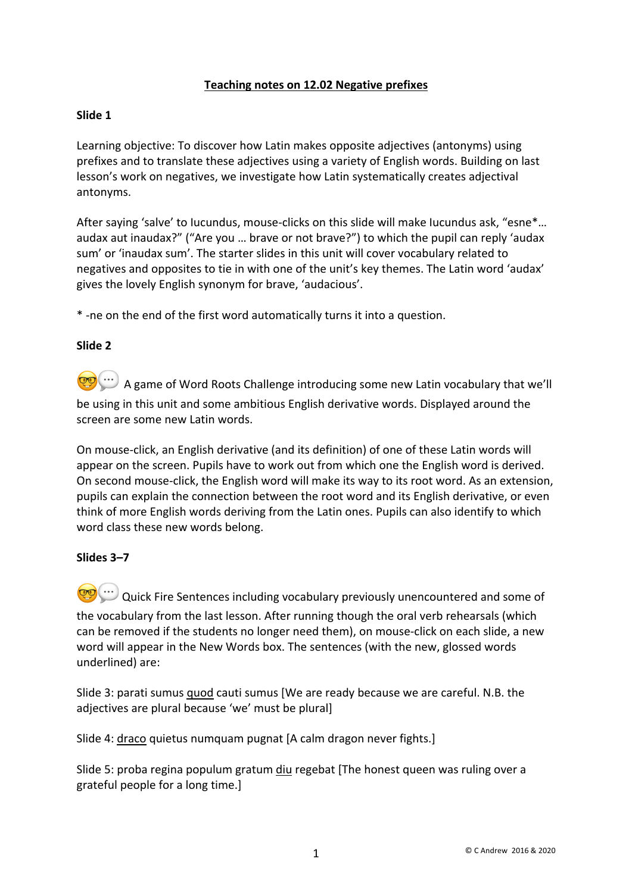# Teaching notes on 12.02 Negative prefixes

**Slide 1**

Learning objective: To discover how Latin makes opposite adjectives (antonyms) using prefixes and to translate these adjectives using a variety of English words. Building on last lesson's work on negatives, we investigate how Latin systematically creates adjectival antonyms.

After saying 'salve' to Iucundus, mouse-clicks on this slide will make Iucundus ask, "esne*… audax aut inaudax?" ("Are you … brave or not brave?") to which the pupil can reply 'audax sum' or 'inaudax sum'. The starter slides in this unit will cover vocabulary related to negatives and opposites to tie in with one of the unit's key themes. The Latin word 'audax' gives the lovely English synonym for brave, 'audacious'.

* -ne on the end of the first word automatically turns it into a question.

**Slide 2**

🤓💬 A game of Word Roots Challenge introducing some new Latin vocabulary that we'll be using in this unit and some ambitious English derivative words. Displayed around the screen are some new Latin words.

On mouse-click, an English derivative (and its definition) of one of these Latin words will appear on the screen. Pupils have to work out from which one the English word is derived. On second mouse-click, the English word will make its way to its root word. As an extension, pupils can explain the connection between the root word and its English derivative, or even think of more English words deriving from the Latin ones. Pupils can also identify to which word class these new words belong.

**Slides 3–7**

🤓💬 Quick Fire Sentences including vocabulary previously unencountered and some of the vocabulary from the last lesson. After running though the oral verb rehearsals (which can be removed if the students no longer need them), on mouse-click on each slide, a new word will appear in the New Words box. The sentences (with the new, glossed words underlined) are:

Slide 3: parati sumus <u>quod</u> cauti sumus [We are ready because we are careful. N.B. the adjectives are plural because 'we' must be plural]

Slide 4: <u>draco</u> quietus numquam pugnat [A calm dragon never fights.]

Slide 5: proba regina populum gratum <u>diu</u> regebat [The honest queen was ruling over a grateful people for a long time.]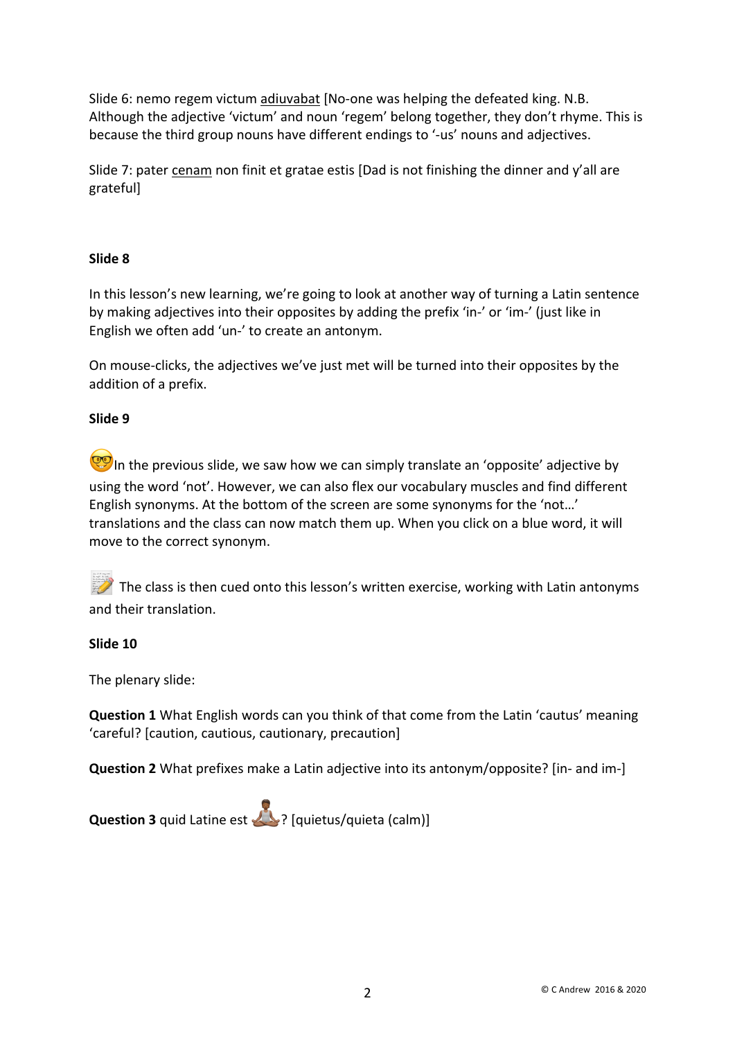Slide 6: nemo regem victum adiuvabat [No-one was helping the defeated king. N.B. Although the adjective 'victum' and noun 'regem' belong together, they don't rhyme. This is because the third group nouns have different endings to '-us' nouns and adjectives.

Slide 7: pater cenam non finit et gratae estis [Dad is not finishing the dinner and y'all are grateful]

**Slide 8**

In this lesson's new learning, we're going to look at another way of turning a Latin sentence by making adjectives into their opposites by adding the prefix 'in-' or 'im-' (just like in English we often add 'un-' to create an antonym.

On mouse-clicks, the adjectives we've just met will be turned into their opposites by the addition of a prefix.

**Slide 9**

🤓 In the previous slide, we saw how we can simply translate an 'opposite' adjective by using the word 'not'. However, we can also flex our vocabulary muscles and find different English synonyms. At the bottom of the screen are some synonyms for the 'not…' translations and the class can now match them up. When you click on a blue word, it will move to the correct synonym.

📝 The class is then cued onto this lesson's written exercise, working with Latin antonyms and their translation.

**Slide 10**

The plenary slide:

**Question 1** What English words can you think of that come from the Latin 'cautus' meaning 'careful? [caution, cautious, cautionary, precaution]

**Question 2** What prefixes make a Latin adjective into its antonym/opposite? [in- and im-]

**Question 3** quid Latine est 🧘? [quietus/quieta (calm)]

© C Andrew 2016 & 2020